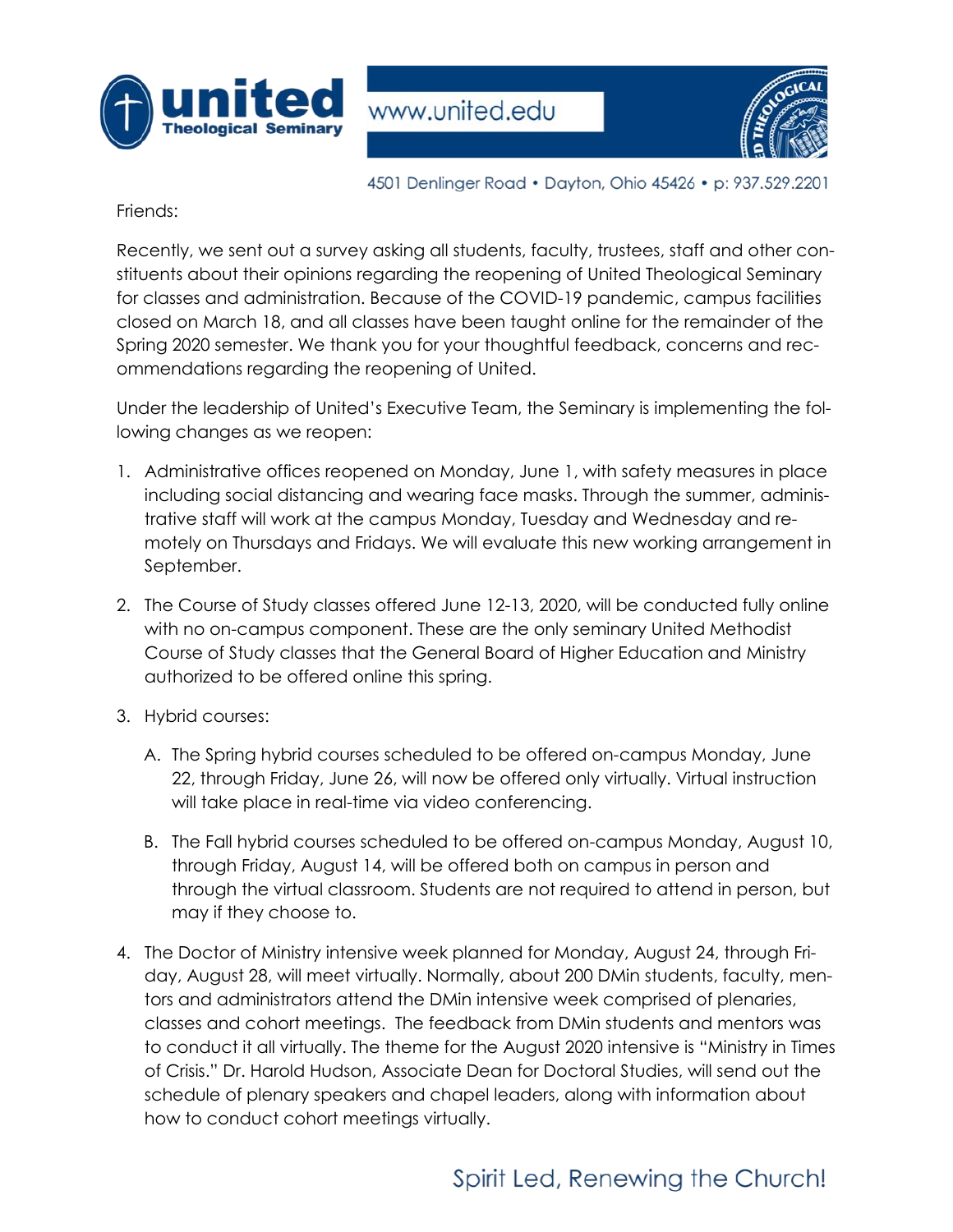**united** Theological Seminary

www.united.edu

4501 Denlinger Road • Dayton, Ohio 45426 • p: 937.529.2201

Friends:

Recently, we sent out a survey asking all students, faculty, trustees, staff and other constituents about their opinions regarding the reopening of United Theological Seminary for classes and administration. Because of the COVID-19 pandemic, campus facilities closed on March 18, and all classes have been taught online for the remainder of the Spring 2020 semester. We thank you for your thoughtful feedback, concerns and recommendations regarding the reopening of United.

Under the leadership of United's Executive Team, the Seminary is implementing the following changes as we reopen:

1. Administrative offices reopened on Monday, June 1, with safety measures in place including social distancing and wearing face masks. Through the summer, administrative staff will work at the campus Monday, Tuesday and Wednesday and remotely on Thursdays and Fridays. We will evaluate this new working arrangement in September.

2. The Course of Study classes offered June 12-13, 2020, will be conducted fully online with no on-campus component. These are the only seminary United Methodist Course of Study classes that the General Board of Higher Education and Ministry authorized to be offered online this spring.

3. Hybrid courses:

   A. The Spring hybrid courses scheduled to be offered on-campus Monday, June 22, through Friday, June 26, will now be offered only virtually. Virtual instruction will take place in real-time via video conferencing.

   B. The Fall hybrid courses scheduled to be offered on-campus Monday, August 10, through Friday, August 14, will be offered both on campus in person and through the virtual classroom. Students are not required to attend in person, but may if they choose to.

4. The Doctor of Ministry intensive week planned for Monday, August 24, through Friday, August 28, will meet virtually. Normally, about 200 DMin students, faculty, mentors and administrators attend the DMin intensive week comprised of plenaries, classes and cohort meetings. The feedback from DMin students and mentors was to conduct it all virtually. The theme for the August 2020 intensive is "Ministry in Times of Crisis." Dr. Harold Hudson, Associate Dean for Doctoral Studies, will send out the schedule of plenary speakers and chapel leaders, along with information about how to conduct cohort meetings virtually.

Spirit Led, Renewing the Church!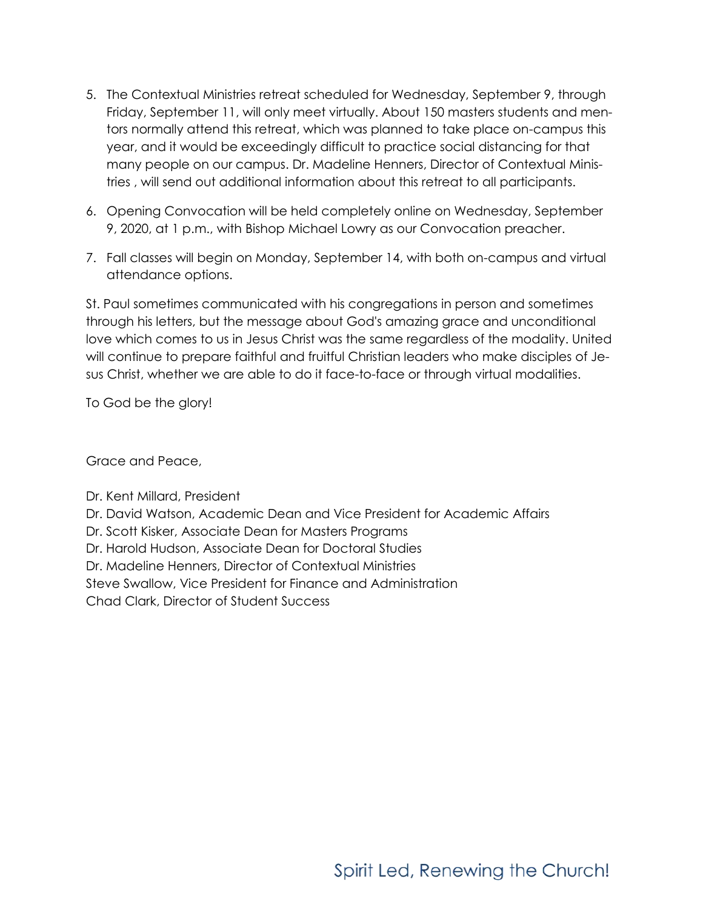5. The Contextual Ministries retreat scheduled for Wednesday, September 9, through Friday, September 11, will only meet virtually. About 150 masters students and mentors normally attend this retreat, which was planned to take place on-campus this year, and it would be exceedingly difficult to practice social distancing for that many people on our campus. Dr. Madeline Henners, Director of Contextual Ministries , will send out additional information about this retreat to all participants.

6. Opening Convocation will be held completely online on Wednesday, September 9, 2020, at 1 p.m., with Bishop Michael Lowry as our Convocation preacher.

7. Fall classes will begin on Monday, September 14, with both on-campus and virtual attendance options.

St. Paul sometimes communicated with his congregations in person and sometimes through his letters, but the message about God's amazing grace and unconditional love which comes to us in Jesus Christ was the same regardless of the modality. United will continue to prepare faithful and fruitful Christian leaders who make disciples of Jesus Christ, whether we are able to do it face-to-face or through virtual modalities.

To God be the glory!

Grace and Peace,

Dr. Kent Millard, President
Dr. David Watson, Academic Dean and Vice President for Academic Affairs
Dr. Scott Kisker, Associate Dean for Masters Programs
Dr. Harold Hudson, Associate Dean for Doctoral Studies
Dr. Madeline Henners, Director of Contextual Ministries
Steve Swallow, Vice President for Finance and Administration
Chad Clark, Director of Student Success